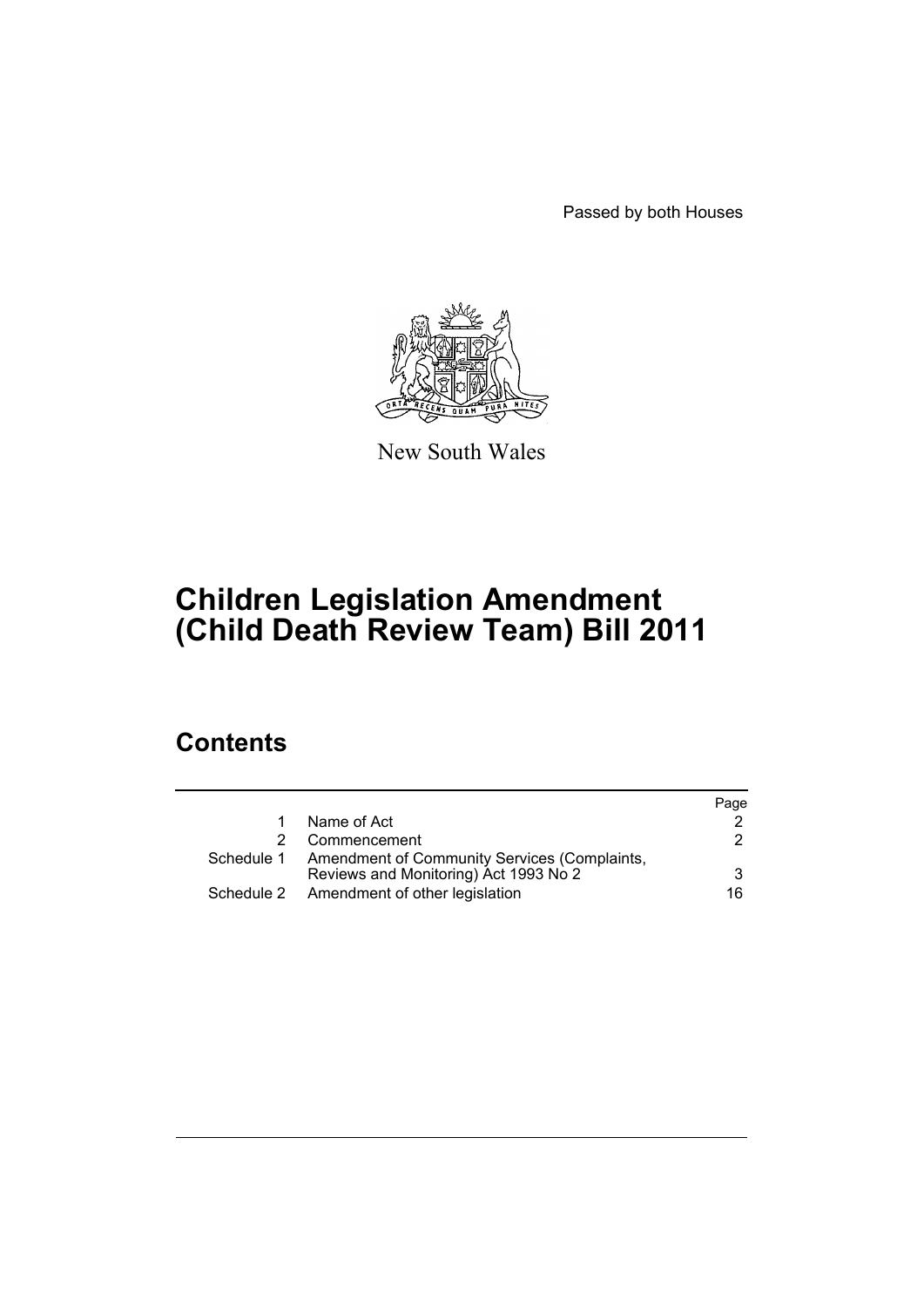Passed by both Houses

New South Wales

# Children Legislation Amendment (Child Death Review Team) Bill 2011

## Contents

| | | Page |
|---|---|---|
| 1 | Name of Act | 2 |
| 2 | Commencement | 2 |
| Schedule 1 | Amendment of Community Services (Complaints, Reviews and Monitoring) Act 1993 No 2 | 3 |
| Schedule 2 | Amendment of other legislation | 16 |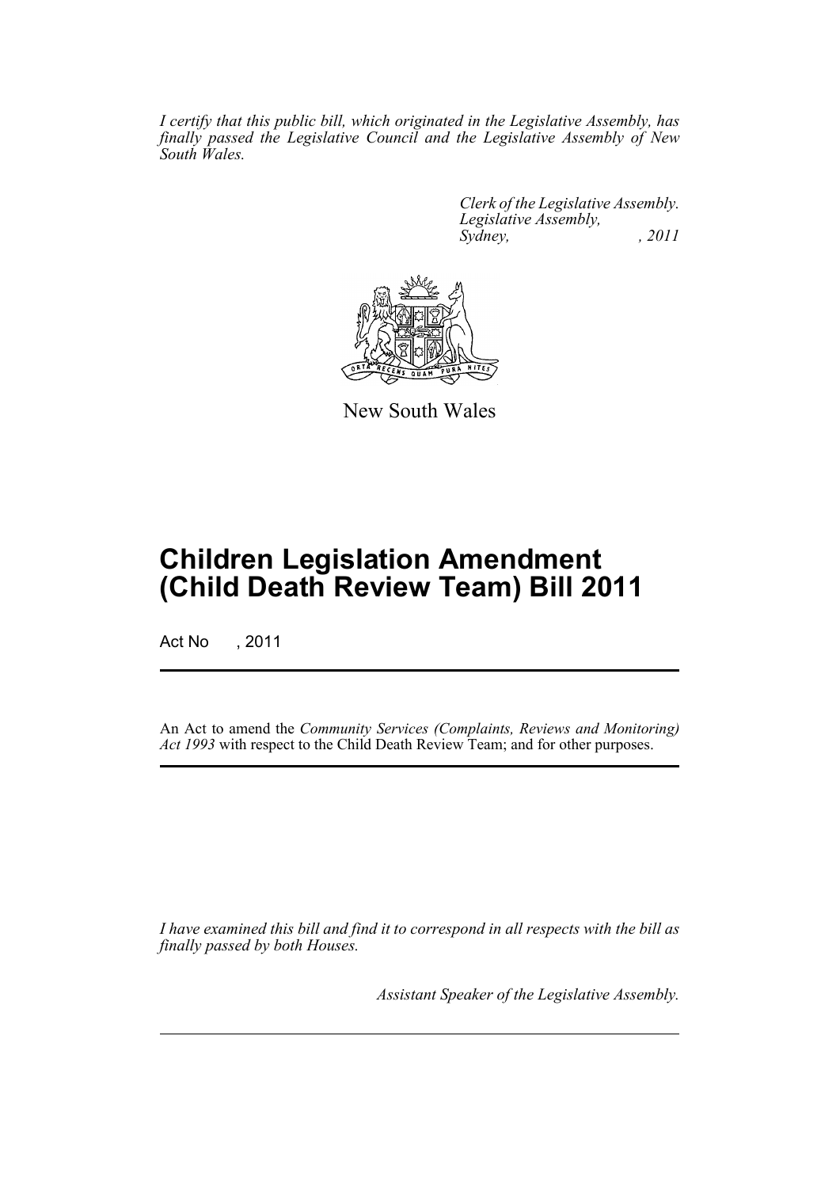*I certify that this public bill, which originated in the Legislative Assembly, has finally passed the Legislative Council and the Legislative Assembly of New South Wales.*

*Clerk of the Legislative Assembly.*
*Legislative Assembly,*
*Sydney, , 2011*

New South Wales

# Children Legislation Amendment (Child Death Review Team) Bill 2011

Act No , 2011

An Act to amend the *Community Services (Complaints, Reviews and Monitoring) Act 1993* with respect to the Child Death Review Team; and for other purposes.

*I have examined this bill and find it to correspond in all respects with the bill as finally passed by both Houses.*

*Assistant Speaker of the Legislative Assembly.*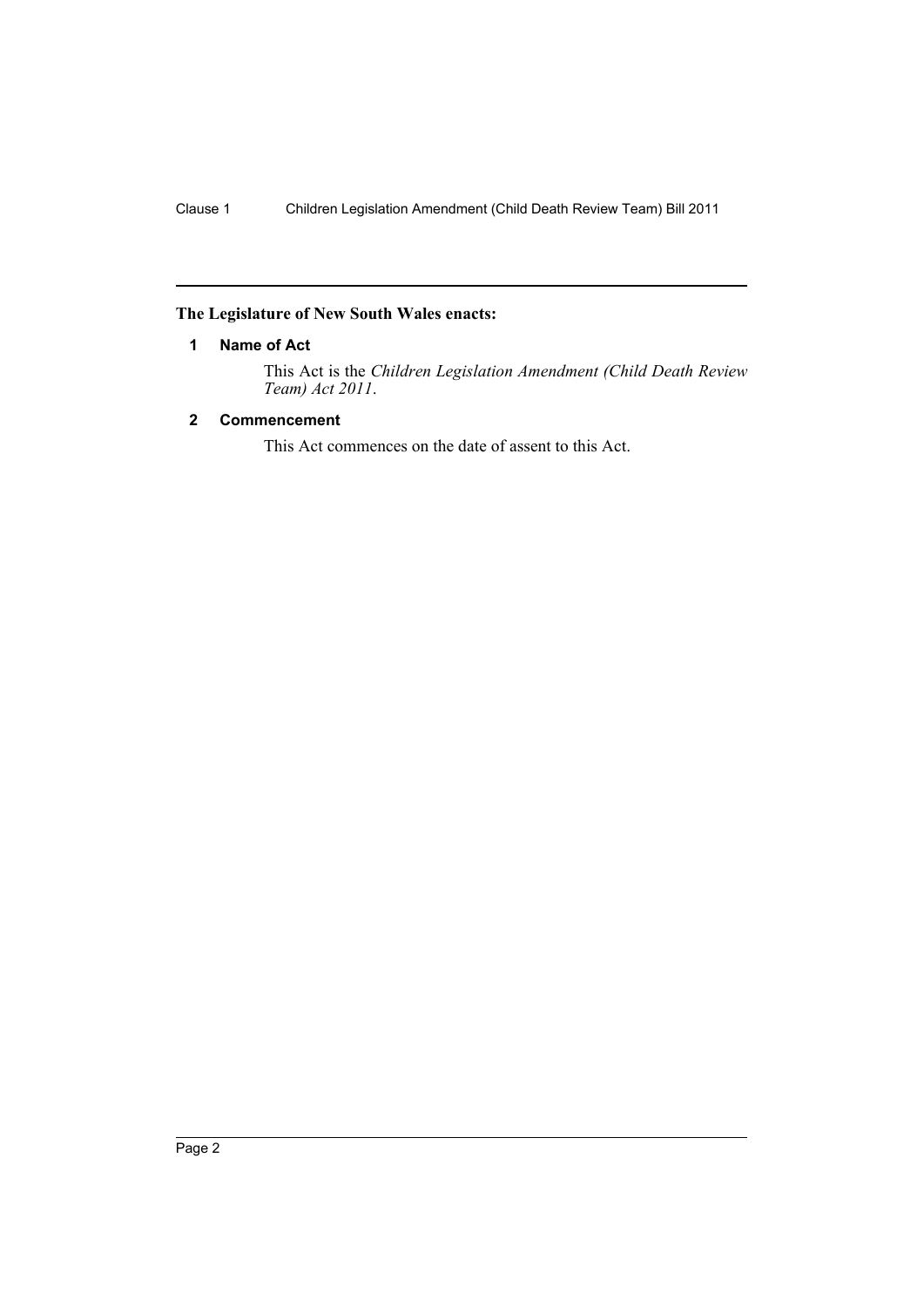**The Legislature of New South Wales enacts:**

## 1 Name of Act

This Act is the *Children Legislation Amendment (Child Death Review Team) Act 2011*.

## 2 Commencement

This Act commences on the date of assent to this Act.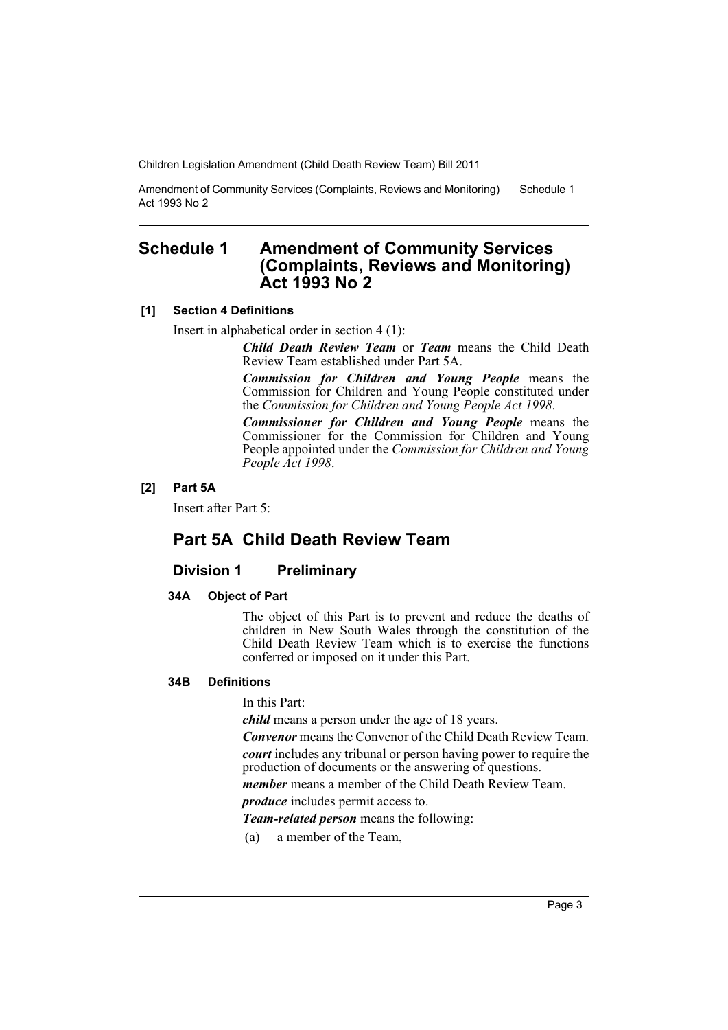# Schedule 1 Amendment of Community Services (Complaints, Reviews and Monitoring) Act 1993 No 2

**[1] Section 4 Definitions**

Insert in alphabetical order in section 4 (1):

> ***Child Death Review Team*** or ***Team*** means the Child Death Review Team established under Part 5A.
>
> ***Commission for Children and Young People*** means the Commission for Children and Young People constituted under the *Commission for Children and Young People Act 1998*.
>
> ***Commissioner for Children and Young People*** means the Commissioner for the Commission for Children and Young People appointed under the *Commission for Children and Young People Act 1998*.

**[2] Part 5A**

Insert after Part 5:

## Part 5A Child Death Review Team

### Division 1 Preliminary

**34A Object of Part**

The object of this Part is to prevent and reduce the deaths of children in New South Wales through the constitution of the Child Death Review Team which is to exercise the functions conferred or imposed on it under this Part.

**34B Definitions**

In this Part:

***child*** means a person under the age of 18 years.

***Convenor*** means the Convenor of the Child Death Review Team.

***court*** includes any tribunal or person having power to require the production of documents or the answering of questions.

***member*** means a member of the Child Death Review Team.

***produce*** includes permit access to.

***Team-related person*** means the following:

(a) a member of the Team,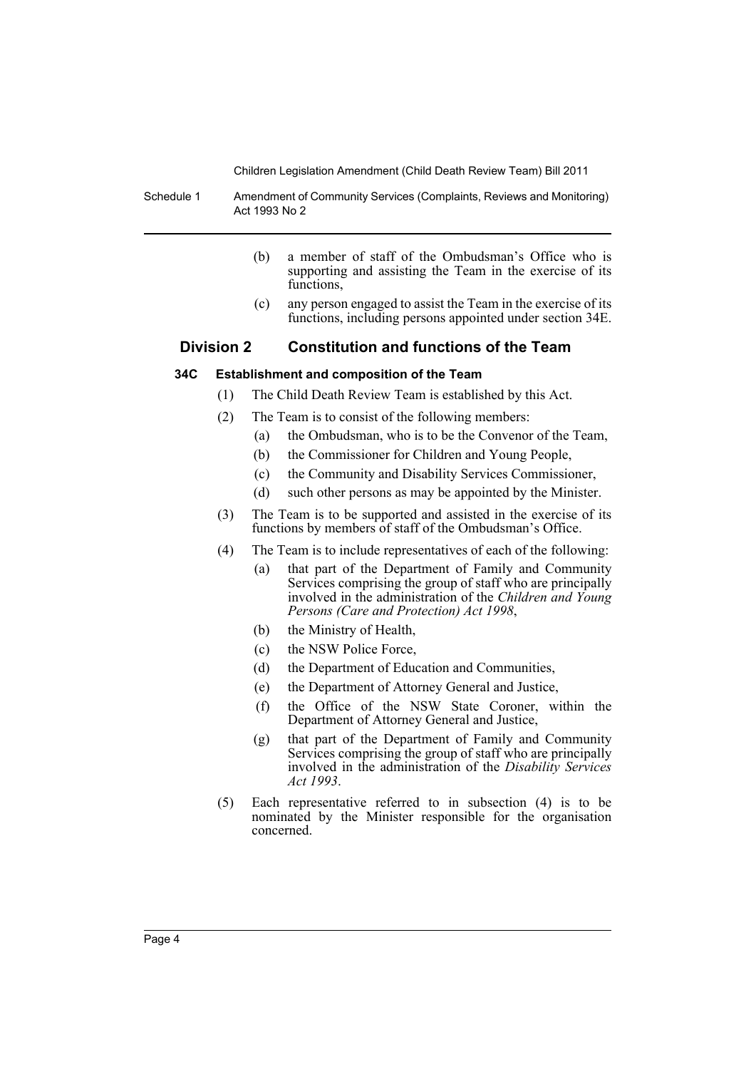(b) a member of staff of the Ombudsman's Office who is supporting and assisting the Team in the exercise of its functions,

(c) any person engaged to assist the Team in the exercise of its functions, including persons appointed under section 34E.

## Division 2 Constitution and functions of the Team

### 34C Establishment and composition of the Team

(1) The Child Death Review Team is established by this Act.

(2) The Team is to consist of the following members:

(a) the Ombudsman, who is to be the Convenor of the Team,

(b) the Commissioner for Children and Young People,

(c) the Community and Disability Services Commissioner,

(d) such other persons as may be appointed by the Minister.

(3) The Team is to be supported and assisted in the exercise of its functions by members of staff of the Ombudsman's Office.

(4) The Team is to include representatives of each of the following:

(a) that part of the Department of Family and Community Services comprising the group of staff who are principally involved in the administration of the *Children and Young Persons (Care and Protection) Act 1998*,

(b) the Ministry of Health,

(c) the NSW Police Force,

(d) the Department of Education and Communities,

(e) the Department of Attorney General and Justice,

(f) the Office of the NSW State Coroner, within the Department of Attorney General and Justice,

(g) that part of the Department of Family and Community Services comprising the group of staff who are principally involved in the administration of the *Disability Services Act 1993*.

(5) Each representative referred to in subsection (4) is to be nominated by the Minister responsible for the organisation concerned.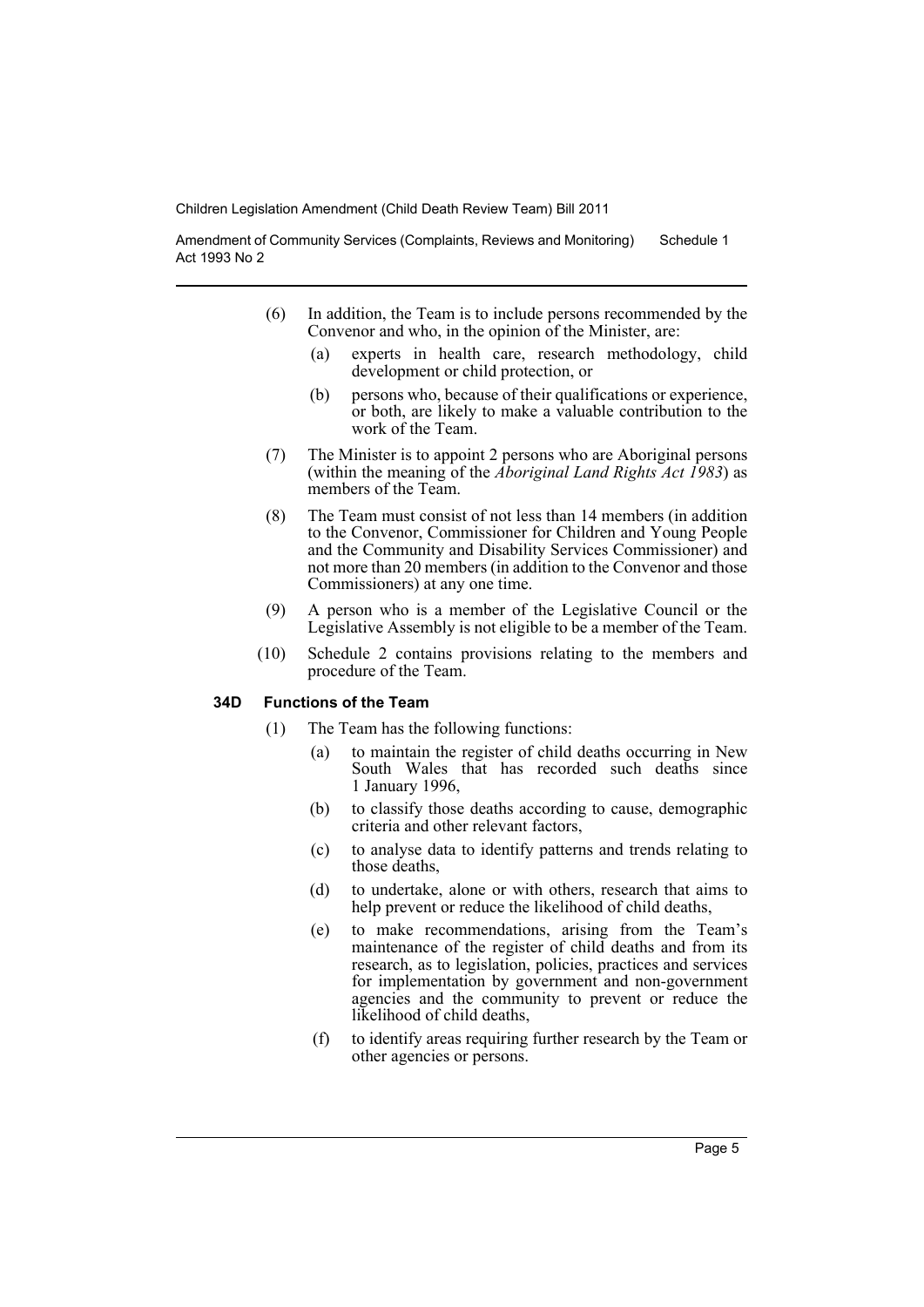(6) In addition, the Team is to include persons recommended by the Convenor and who, in the opinion of the Minister, are:

(a) experts in health care, research methodology, child development or child protection, or

(b) persons who, because of their qualifications or experience, or both, are likely to make a valuable contribution to the work of the Team.

(7) The Minister is to appoint 2 persons who are Aboriginal persons (within the meaning of the *Aboriginal Land Rights Act 1983*) as members of the Team.

(8) The Team must consist of not less than 14 members (in addition to the Convenor, Commissioner for Children and Young People and the Community and Disability Services Commissioner) and not more than 20 members (in addition to the Convenor and those Commissioners) at any one time.

(9) A person who is a member of the Legislative Council or the Legislative Assembly is not eligible to be a member of the Team.

(10) Schedule 2 contains provisions relating to the members and procedure of the Team.

### 34D Functions of the Team

(1) The Team has the following functions:

(a) to maintain the register of child deaths occurring in New South Wales that has recorded such deaths since 1 January 1996,

(b) to classify those deaths according to cause, demographic criteria and other relevant factors,

(c) to analyse data to identify patterns and trends relating to those deaths,

(d) to undertake, alone or with others, research that aims to help prevent or reduce the likelihood of child deaths,

(e) to make recommendations, arising from the Team's maintenance of the register of child deaths and from its research, as to legislation, policies, practices and services for implementation by government and non-government agencies and the community to prevent or reduce the likelihood of child deaths,

(f) to identify areas requiring further research by the Team or other agencies or persons.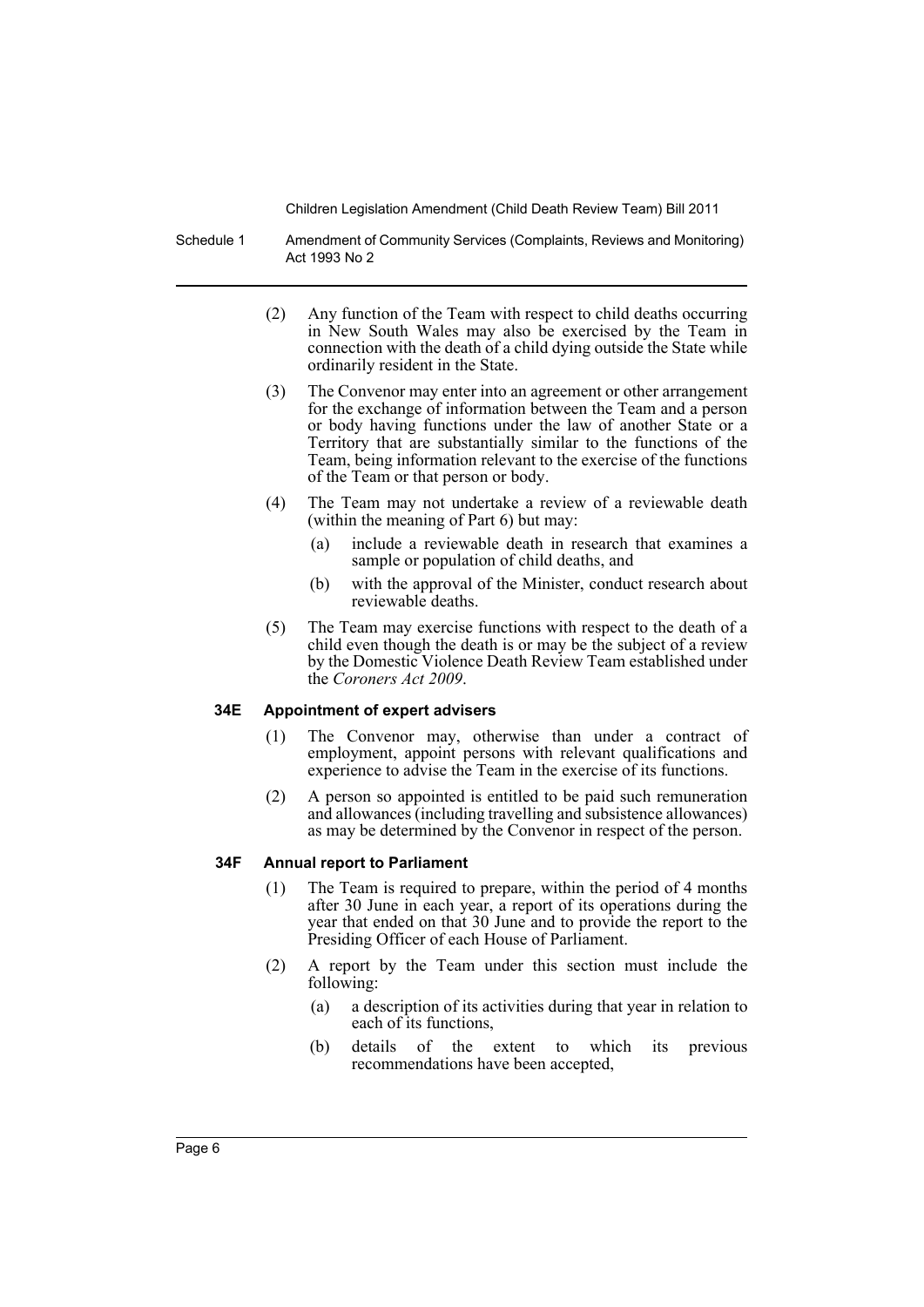(2) Any function of the Team with respect to child deaths occurring in New South Wales may also be exercised by the Team in connection with the death of a child dying outside the State while ordinarily resident in the State.

(3) The Convenor may enter into an agreement or other arrangement for the exchange of information between the Team and a person or body having functions under the law of another State or a Territory that are substantially similar to the functions of the Team, being information relevant to the exercise of the functions of the Team or that person or body.

(4) The Team may not undertake a review of a reviewable death (within the meaning of Part 6) but may:

(a) include a reviewable death in research that examines a sample or population of child deaths, and

(b) with the approval of the Minister, conduct research about reviewable deaths.

(5) The Team may exercise functions with respect to the death of a child even though the death is or may be the subject of a review by the Domestic Violence Death Review Team established under the *Coroners Act 2009*.

#### 34E Appointment of expert advisers

(1) The Convenor may, otherwise than under a contract of employment, appoint persons with relevant qualifications and experience to advise the Team in the exercise of its functions.

(2) A person so appointed is entitled to be paid such remuneration and allowances (including travelling and subsistence allowances) as may be determined by the Convenor in respect of the person.

#### 34F Annual report to Parliament

(1) The Team is required to prepare, within the period of 4 months after 30 June in each year, a report of its operations during the year that ended on that 30 June and to provide the report to the Presiding Officer of each House of Parliament.

(2) A report by the Team under this section must include the following:

(a) a description of its activities during that year in relation to each of its functions,

(b) details of the extent to which its previous recommendations have been accepted,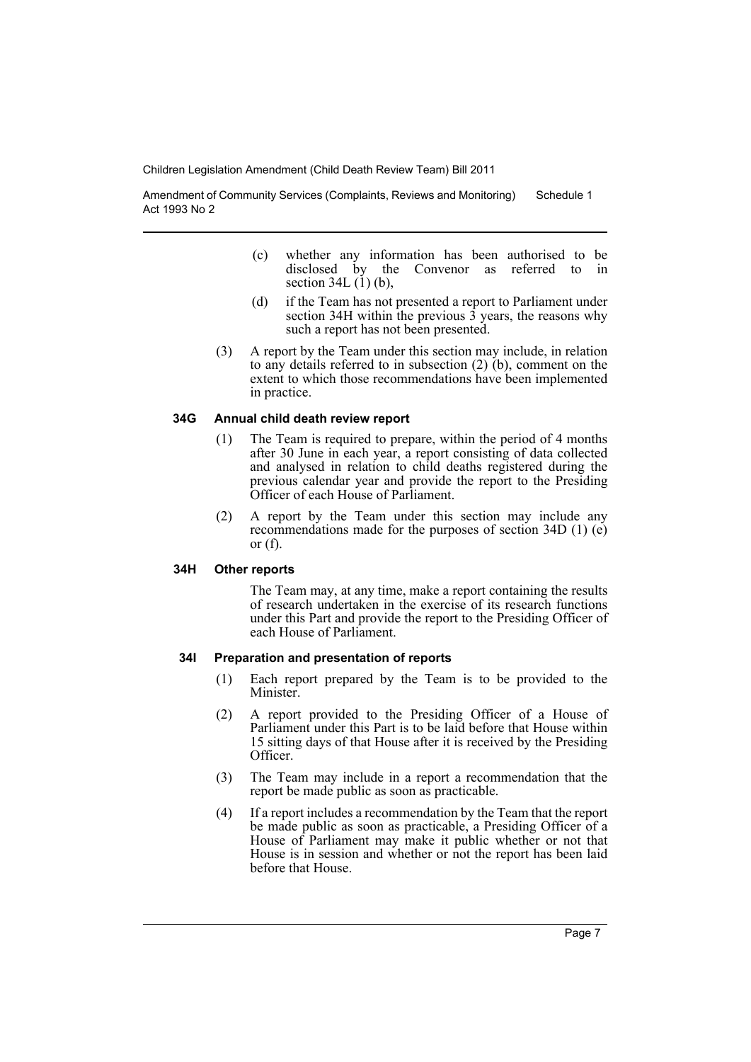(c) whether any information has been authorised to be disclosed by the Convenor as referred to in section 34L (1) (b),

(d) if the Team has not presented a report to Parliament under section 34H within the previous 3 years, the reasons why such a report has not been presented.

(3) A report by the Team under this section may include, in relation to any details referred to in subsection (2) (b), comment on the extent to which those recommendations have been implemented in practice.

**34G Annual child death review report**

(1) The Team is required to prepare, within the period of 4 months after 30 June in each year, a report consisting of data collected and analysed in relation to child deaths registered during the previous calendar year and provide the report to the Presiding Officer of each House of Parliament.

(2) A report by the Team under this section may include any recommendations made for the purposes of section 34D (1) (e) or (f).

**34H Other reports**

The Team may, at any time, make a report containing the results of research undertaken in the exercise of its research functions under this Part and provide the report to the Presiding Officer of each House of Parliament.

**34I Preparation and presentation of reports**

(1) Each report prepared by the Team is to be provided to the Minister.

(2) A report provided to the Presiding Officer of a House of Parliament under this Part is to be laid before that House within 15 sitting days of that House after it is received by the Presiding Officer.

(3) The Team may include in a report a recommendation that the report be made public as soon as practicable.

(4) If a report includes a recommendation by the Team that the report be made public as soon as practicable, a Presiding Officer of a House of Parliament may make it public whether or not that House is in session and whether or not the report has been laid before that House.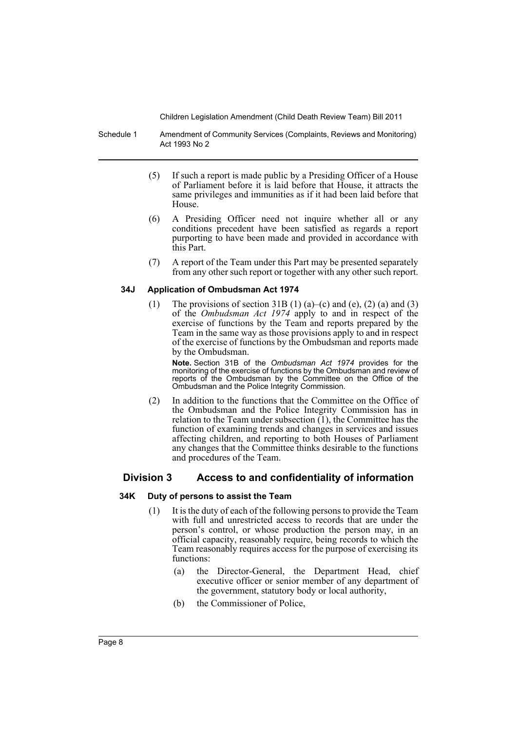(5) If such a report is made public by a Presiding Officer of a House of Parliament before it is laid before that House, it attracts the same privileges and immunities as if it had been laid before that House.

(6) A Presiding Officer need not inquire whether all or any conditions precedent have been satisfied as regards a report purporting to have been made and provided in accordance with this Part.

(7) A report of the Team under this Part may be presented separately from any other such report or together with any other such report.

#### 34J Application of Ombudsman Act 1974

(1) The provisions of section 31B (1) (a)–(c) and (e), (2) (a) and (3) of the *Ombudsman Act 1974* apply to and in respect of the exercise of functions by the Team and reports prepared by the Team in the same way as those provisions apply to and in respect of the exercise of functions by the Ombudsman and reports made by the Ombudsman.

**Note.** Section 31B of the *Ombudsman Act 1974* provides for the monitoring of the exercise of functions by the Ombudsman and review of reports of the Ombudsman by the Committee on the Office of the Ombudsman and the Police Integrity Commission.

(2) In addition to the functions that the Committee on the Office of the Ombudsman and the Police Integrity Commission has in relation to the Team under subsection (1), the Committee has the function of examining trends and changes in services and issues affecting children, and reporting to both Houses of Parliament any changes that the Committee thinks desirable to the functions and procedures of the Team.

### Division 3 Access to and confidentiality of information

#### 34K Duty of persons to assist the Team

(1) It is the duty of each of the following persons to provide the Team with full and unrestricted access to records that are under the person's control, or whose production the person may, in an official capacity, reasonably require, being records to which the Team reasonably requires access for the purpose of exercising its functions:

(a) the Director-General, the Department Head, chief executive officer or senior member of any department of the government, statutory body or local authority,

(b) the Commissioner of Police,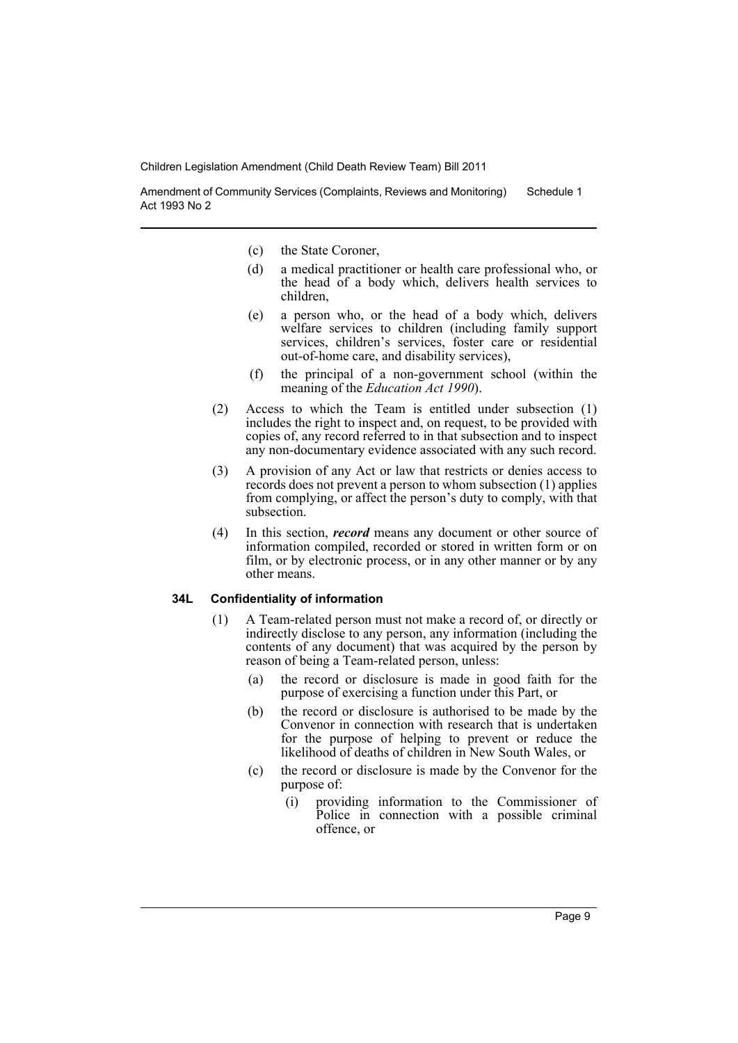(c) the State Coroner,

(d) a medical practitioner or health care professional who, or the head of a body which, delivers health services to children,

(e) a person who, or the head of a body which, delivers welfare services to children (including family support services, children's services, foster care or residential out-of-home care, and disability services),

(f) the principal of a non-government school (within the meaning of the *Education Act 1990*).

(2) Access to which the Team is entitled under subsection (1) includes the right to inspect and, on request, to be provided with copies of, any record referred to in that subsection and to inspect any non-documentary evidence associated with any such record.

(3) A provision of any Act or law that restricts or denies access to records does not prevent a person to whom subsection (1) applies from complying, or affect the person's duty to comply, with that subsection.

(4) In this section, ***record*** means any document or other source of information compiled, recorded or stored in written form or on film, or by electronic process, or in any other manner or by any other means.

**34L Confidentiality of information**

(1) A Team-related person must not make a record of, or directly or indirectly disclose to any person, any information (including the contents of any document) that was acquired by the person by reason of being a Team-related person, unless:

(a) the record or disclosure is made in good faith for the purpose of exercising a function under this Part, or

(b) the record or disclosure is authorised to be made by the Convenor in connection with research that is undertaken for the purpose of helping to prevent or reduce the likelihood of deaths of children in New South Wales, or

(c) the record or disclosure is made by the Convenor for the purpose of:

(i) providing information to the Commissioner of Police in connection with a possible criminal offence, or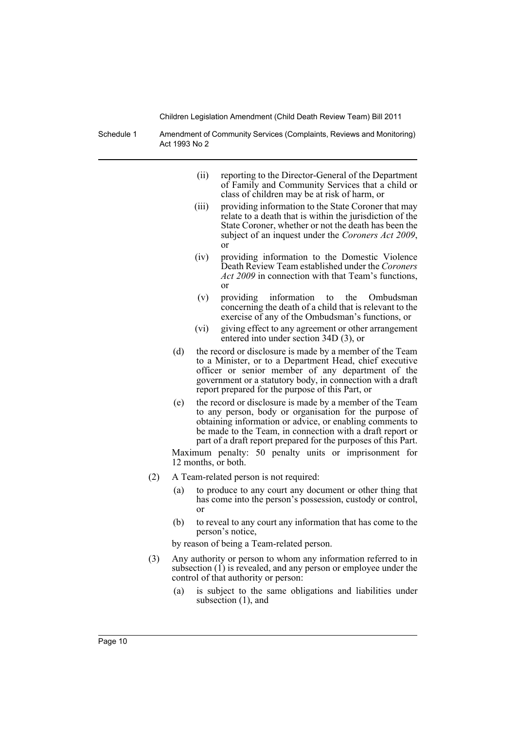(ii) reporting to the Director-General of the Department of Family and Community Services that a child or class of children may be at risk of harm, or

(iii) providing information to the State Coroner that may relate to a death that is within the jurisdiction of the State Coroner, whether or not the death has been the subject of an inquest under the *Coroners Act 2009*, or

(iv) providing information to the Domestic Violence Death Review Team established under the *Coroners Act 2009* in connection with that Team's functions, or

(v) providing information to the Ombudsman concerning the death of a child that is relevant to the exercise of any of the Ombudsman's functions, or

(vi) giving effect to any agreement or other arrangement entered into under section 34D (3), or

(d) the record or disclosure is made by a member of the Team to a Minister, or to a Department Head, chief executive officer or senior member of any department of the government or a statutory body, in connection with a draft report prepared for the purpose of this Part, or

(e) the record or disclosure is made by a member of the Team to any person, body or organisation for the purpose of obtaining information or advice, or enabling comments to be made to the Team, in connection with a draft report or part of a draft report prepared for the purposes of this Part.

Maximum penalty: 50 penalty units or imprisonment for 12 months, or both.

(2) A Team-related person is not required:

(a) to produce to any court any document or other thing that has come into the person's possession, custody or control, or

(b) to reveal to any court any information that has come to the person's notice,

by reason of being a Team-related person.

(3) Any authority or person to whom any information referred to in subsection (1) is revealed, and any person or employee under the control of that authority or person:

(a) is subject to the same obligations and liabilities under subsection (1), and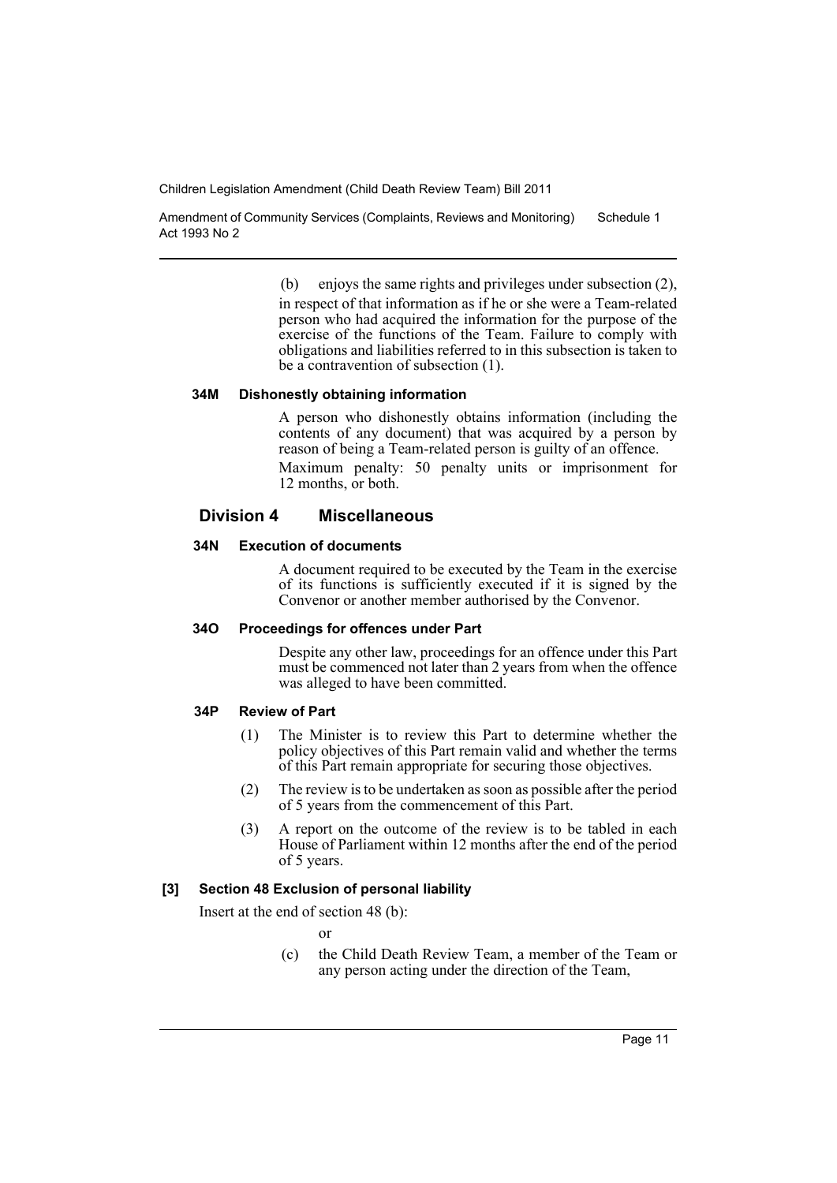(b) enjoys the same rights and privileges under subsection (2),

in respect of that information as if he or she were a Team-related person who had acquired the information for the purpose of the exercise of the functions of the Team. Failure to comply with obligations and liabilities referred to in this subsection is taken to be a contravention of subsection (1).

#### 34M Dishonestly obtaining information

A person who dishonestly obtains information (including the contents of any document) that was acquired by a person by reason of being a Team-related person is guilty of an offence.

Maximum penalty: 50 penalty units or imprisonment for 12 months, or both.

### Division 4 Miscellaneous

#### 34N Execution of documents

A document required to be executed by the Team in the exercise of its functions is sufficiently executed if it is signed by the Convenor or another member authorised by the Convenor.

#### 34O Proceedings for offences under Part

Despite any other law, proceedings for an offence under this Part must be commenced not later than 2 years from when the offence was alleged to have been committed.

#### 34P Review of Part

(1) The Minister is to review this Part to determine whether the policy objectives of this Part remain valid and whether the terms of this Part remain appropriate for securing those objectives.

(2) The review is to be undertaken as soon as possible after the period of 5 years from the commencement of this Part.

(3) A report on the outcome of the review is to be tabled in each House of Parliament within 12 months after the end of the period of 5 years.

#### [3] Section 48 Exclusion of personal liability

Insert at the end of section 48 (b):

or

(c) the Child Death Review Team, a member of the Team or any person acting under the direction of the Team,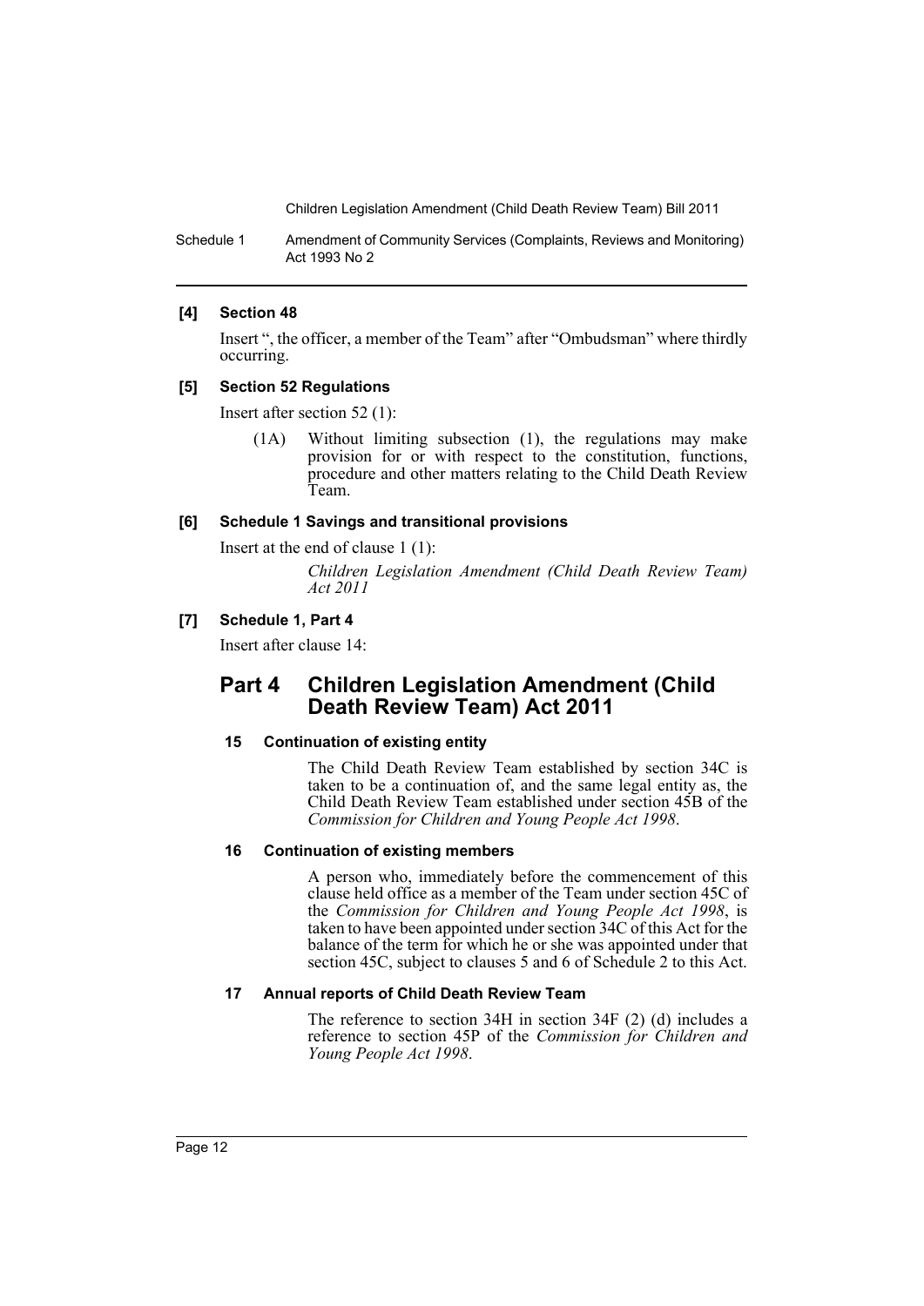**[4] Section 48**

Insert ", the officer, a member of the Team" after "Ombudsman" where thirdly occurring.

**[5] Section 52 Regulations**

Insert after section 52 (1):

> (1A) Without limiting subsection (1), the regulations may make provision for or with respect to the constitution, functions, procedure and other matters relating to the Child Death Review Team.

**[6] Schedule 1 Savings and transitional provisions**

Insert at the end of clause 1 (1):

> *Children Legislation Amendment (Child Death Review Team) Act 2011*

**[7] Schedule 1, Part 4**

Insert after clause 14:

## Part 4 Children Legislation Amendment (Child Death Review Team) Act 2011

### 15 Continuation of existing entity

The Child Death Review Team established by section 34C is taken to be a continuation of, and the same legal entity as, the Child Death Review Team established under section 45B of the *Commission for Children and Young People Act 1998*.

### 16 Continuation of existing members

A person who, immediately before the commencement of this clause held office as a member of the Team under section 45C of the *Commission for Children and Young People Act 1998*, is taken to have been appointed under section 34C of this Act for the balance of the term for which he or she was appointed under that section 45C, subject to clauses 5 and 6 of Schedule 2 to this Act.

### 17 Annual reports of Child Death Review Team

The reference to section 34H in section 34F (2) (d) includes a reference to section 45P of the *Commission for Children and Young People Act 1998*.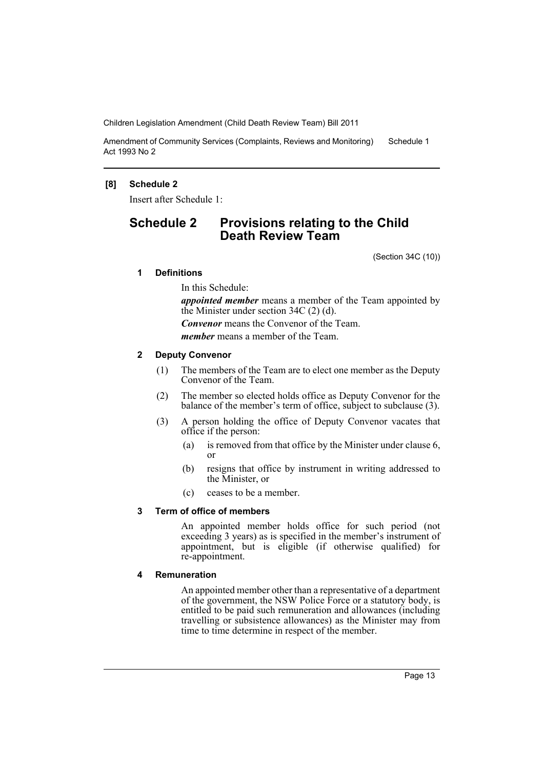**[8] Schedule 2**

Insert after Schedule 1:

## Schedule 2 Provisions relating to the Child Death Review Team

(Section 34C (10))

### 1 Definitions

In this Schedule:

***appointed member*** means a member of the Team appointed by the Minister under section 34C (2) (d).

***Convenor*** means the Convenor of the Team.

***member*** means a member of the Team.

### 2 Deputy Convenor

(1) The members of the Team are to elect one member as the Deputy Convenor of the Team.

(2) The member so elected holds office as Deputy Convenor for the balance of the member's term of office, subject to subclause (3).

(3) A person holding the office of Deputy Convenor vacates that office if the person:

- (a) is removed from that office by the Minister under clause 6, or
- (b) resigns that office by instrument in writing addressed to the Minister, or
- (c) ceases to be a member.

### 3 Term of office of members

An appointed member holds office for such period (not exceeding 3 years) as is specified in the member's instrument of appointment, but is eligible (if otherwise qualified) for re-appointment.

### 4 Remuneration

An appointed member other than a representative of a department of the government, the NSW Police Force or a statutory body, is entitled to be paid such remuneration and allowances (including travelling or subsistence allowances) as the Minister may from time to time determine in respect of the member.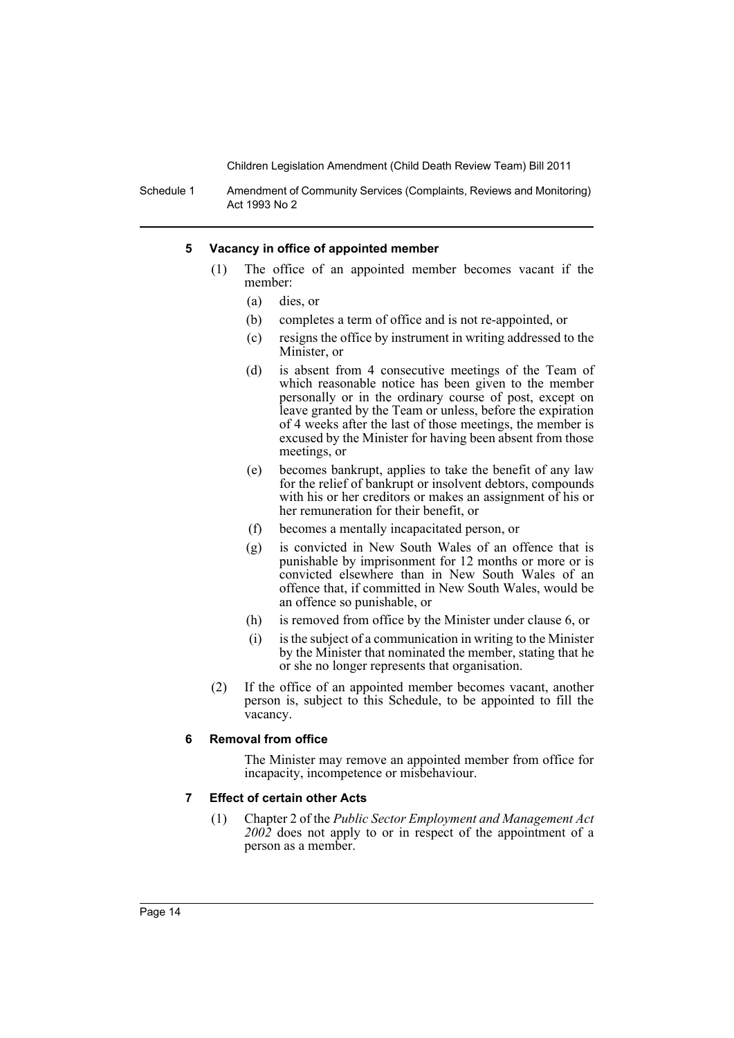### 5 Vacancy in office of appointed member

(1) The office of an appointed member becomes vacant if the member:

- (a) dies, or
- (b) completes a term of office and is not re-appointed, or
- (c) resigns the office by instrument in writing addressed to the Minister, or
- (d) is absent from 4 consecutive meetings of the Team of which reasonable notice has been given to the member personally or in the ordinary course of post, except on leave granted by the Team or unless, before the expiration of 4 weeks after the last of those meetings, the member is excused by the Minister for having been absent from those meetings, or
- (e) becomes bankrupt, applies to take the benefit of any law for the relief of bankrupt or insolvent debtors, compounds with his or her creditors or makes an assignment of his or her remuneration for their benefit, or
- (f) becomes a mentally incapacitated person, or
- (g) is convicted in New South Wales of an offence that is punishable by imprisonment for 12 months or more or is convicted elsewhere than in New South Wales of an offence that, if committed in New South Wales, would be an offence so punishable, or
- (h) is removed from office by the Minister under clause 6, or
- (i) is the subject of a communication in writing to the Minister by the Minister that nominated the member, stating that he or she no longer represents that organisation.

(2) If the office of an appointed member becomes vacant, another person is, subject to this Schedule, to be appointed to fill the vacancy.

### 6 Removal from office

The Minister may remove an appointed member from office for incapacity, incompetence or misbehaviour.

### 7 Effect of certain other Acts

(1) Chapter 2 of the *Public Sector Employment and Management Act 2002* does not apply to or in respect of the appointment of a person as a member.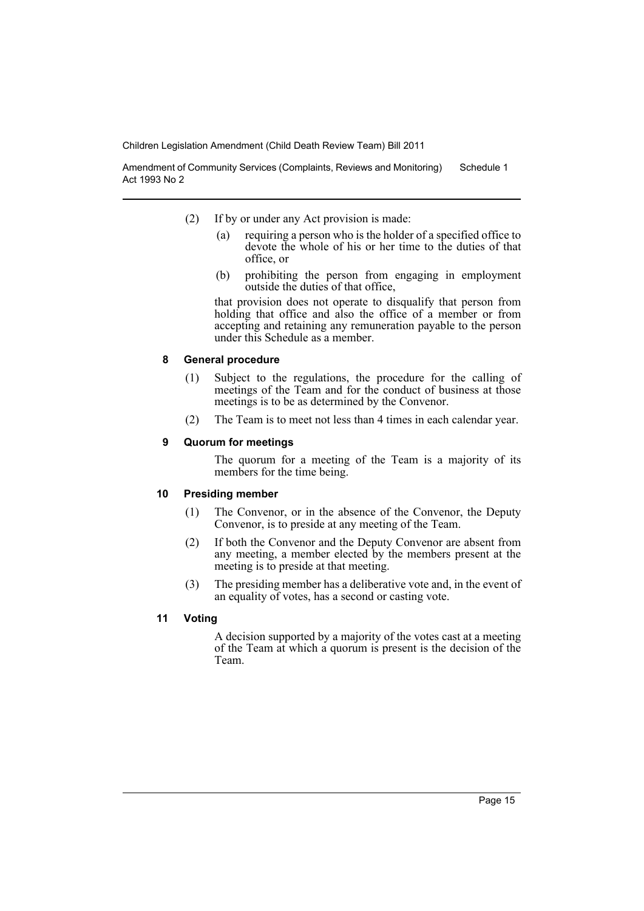(2) If by or under any Act provision is made:

(a) requiring a person who is the holder of a specified office to devote the whole of his or her time to the duties of that office, or

(b) prohibiting the person from engaging in employment outside the duties of that office,

that provision does not operate to disqualify that person from holding that office and also the office of a member or from accepting and retaining any remuneration payable to the person under this Schedule as a member.

### 8 General procedure

(1) Subject to the regulations, the procedure for the calling of meetings of the Team and for the conduct of business at those meetings is to be as determined by the Convenor.

(2) The Team is to meet not less than 4 times in each calendar year.

### 9 Quorum for meetings

The quorum for a meeting of the Team is a majority of its members for the time being.

### 10 Presiding member

(1) The Convenor, or in the absence of the Convenor, the Deputy Convenor, is to preside at any meeting of the Team.

(2) If both the Convenor and the Deputy Convenor are absent from any meeting, a member elected by the members present at the meeting is to preside at that meeting.

(3) The presiding member has a deliberative vote and, in the event of an equality of votes, has a second or casting vote.

### 11 Voting

A decision supported by a majority of the votes cast at a meeting of the Team at which a quorum is present is the decision of the Team.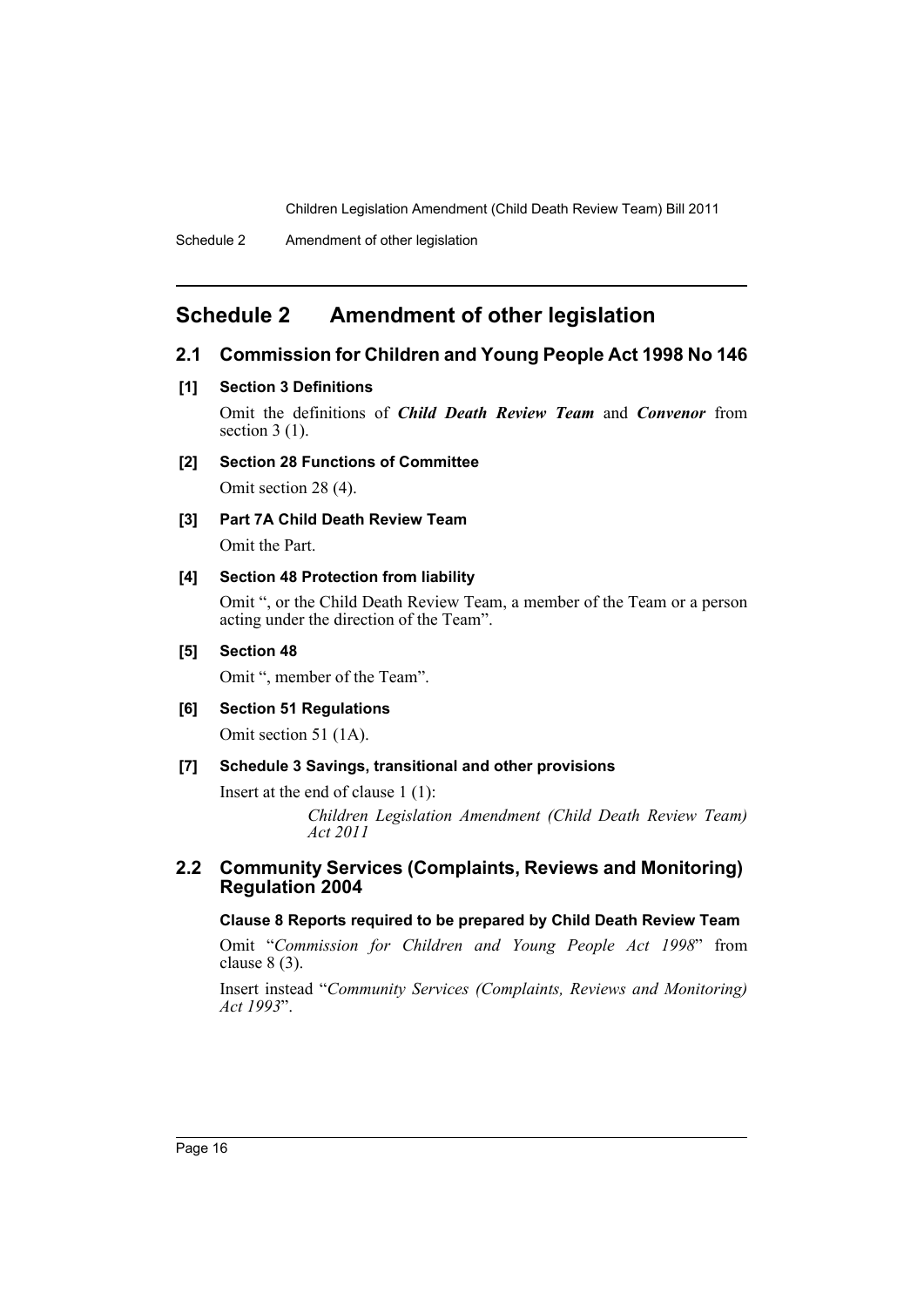# Schedule 2 Amendment of other legislation

## 2.1 Commission for Children and Young People Act 1998 No 146

### [1] Section 3 Definitions

Omit the definitions of ***Child Death Review Team*** and ***Convenor*** from section 3 (1).

### [2] Section 28 Functions of Committee

Omit section 28 (4).

### [3] Part 7A Child Death Review Team

Omit the Part.

### [4] Section 48 Protection from liability

Omit ", or the Child Death Review Team, a member of the Team or a person acting under the direction of the Team".

### [5] Section 48

Omit ", member of the Team".

### [6] Section 51 Regulations

Omit section 51 (1A).

### [7] Schedule 3 Savings, transitional and other provisions

Insert at the end of clause 1 (1):

> *Children Legislation Amendment (Child Death Review Team) Act 2011*

## 2.2 Community Services (Complaints, Reviews and Monitoring) Regulation 2004

### Clause 8 Reports required to be prepared by Child Death Review Team

Omit "*Commission for Children and Young People Act 1998*" from clause 8 (3).

Insert instead "*Community Services (Complaints, Reviews and Monitoring) Act 1993*".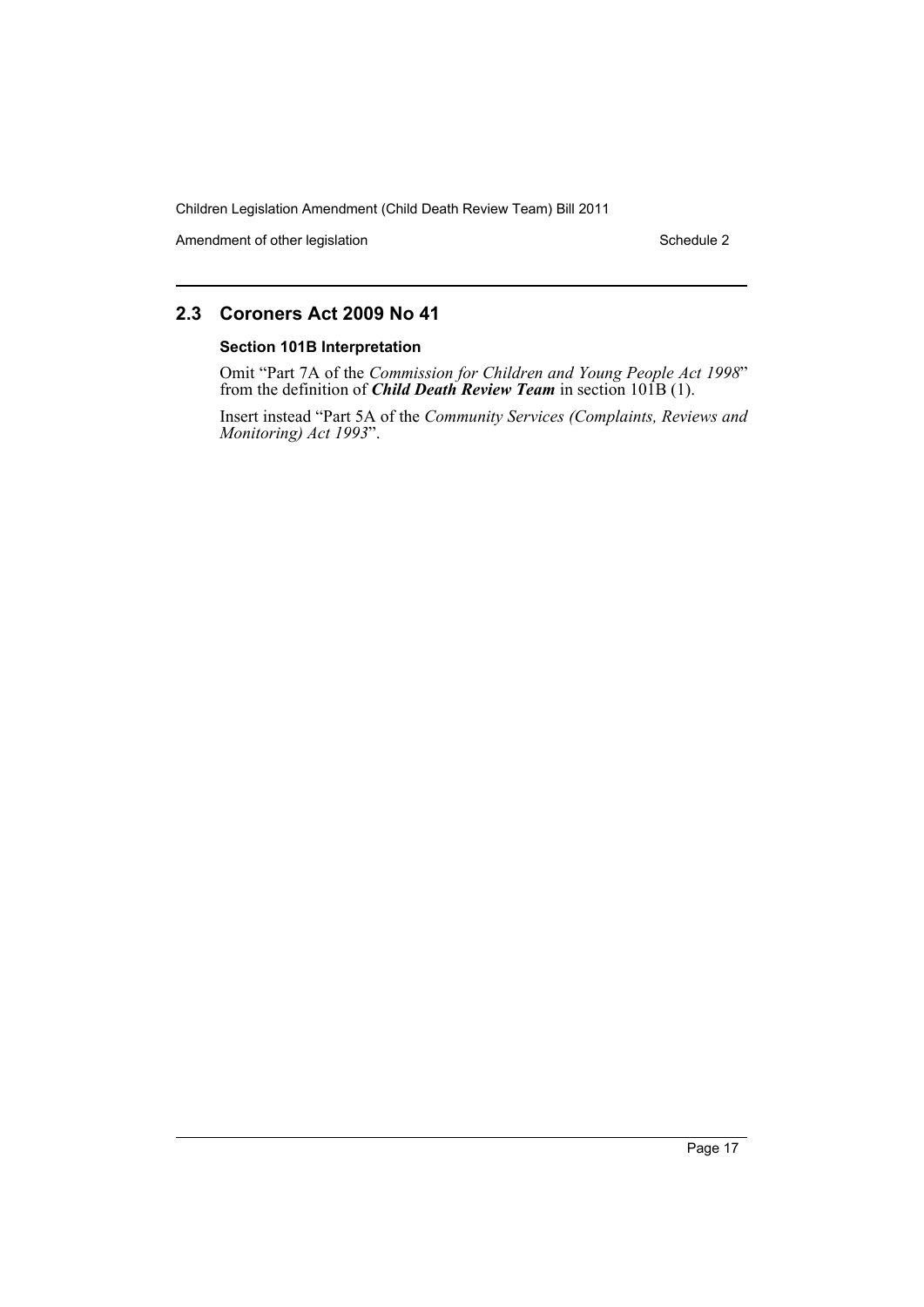## 2.3 Coroners Act 2009 No 41

### Section 101B Interpretation

Omit "Part 7A of the *Commission for Children and Young People Act 1998*" from the definition of ***Child Death Review Team*** in section 101B (1).

Insert instead "Part 5A of the *Community Services (Complaints, Reviews and Monitoring) Act 1993*".